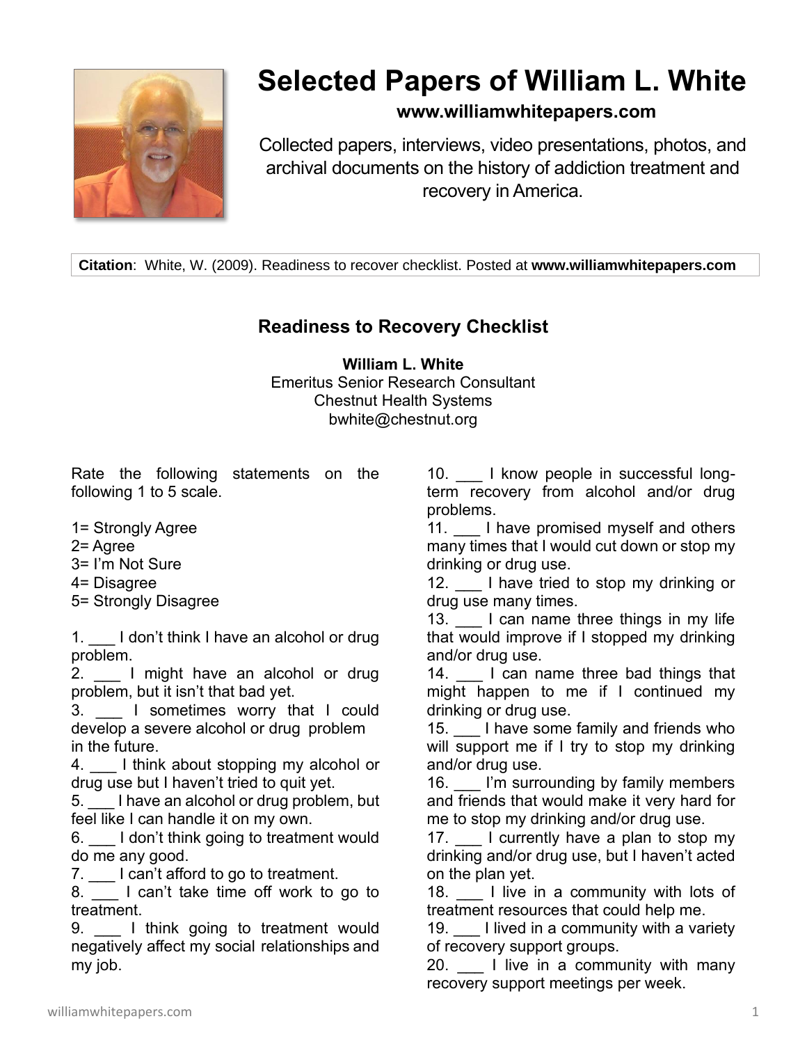# Selected Papers of William L. White

**www.williamwhitepapers.com**

Collected papers, interviews, video presentations, photos, and archival documents on the history of addiction treatment and recovery in America.

**Citation**: White, W. (2009). Readiness to recover checklist. Posted at **www.williamwhitepapers.com**

## Readiness to Recovery Checklist

**William L. White**
Emeritus Senior Research Consultant
Chestnut Health Systems
bwhite@chestnut.org

Rate the following statements on the following 1 to 5 scale.

1= Strongly Agree
2= Agree
3= I'm Not Sure
4= Disagree
5= Strongly Disagree

1. ___ I don't think I have an alcohol or drug problem.
2. ___ I might have an alcohol or drug problem, but it isn't that bad yet.
3. ___ I sometimes worry that I could develop a severe alcohol or drug problem in the future.
4. ___ I think about stopping my alcohol or drug use but I haven't tried to quit yet.
5. ___ I have an alcohol or drug problem, but feel like I can handle it on my own.
6. ___ I don't think going to treatment would do me any good.
7. ___ I can't afford to go to treatment.
8. ___ I can't take time off work to go to treatment.
9. ___ I think going to treatment would negatively affect my social relationships and my job.
10. ___ I know people in successful long-term recovery from alcohol and/or drug problems.
11. ___ I have promised myself and others many times that I would cut down or stop my drinking or drug use.
12. ___ I have tried to stop my drinking or drug use many times.
13. ___ I can name three things in my life that would improve if I stopped my drinking and/or drug use.
14. ___ I can name three bad things that might happen to me if I continued my drinking or drug use.
15. ___ I have some family and friends who will support me if I try to stop my drinking and/or drug use.
16. ___ I'm surrounding by family members and friends that would make it very hard for me to stop my drinking and/or drug use.
17. ___ I currently have a plan to stop my drinking and/or drug use, but I haven't acted on the plan yet.
18. ___ I live in a community with lots of treatment resources that could help me.
19. ___ I lived in a community with a variety of recovery support groups.
20. ___ I live in a community with many recovery support meetings per week.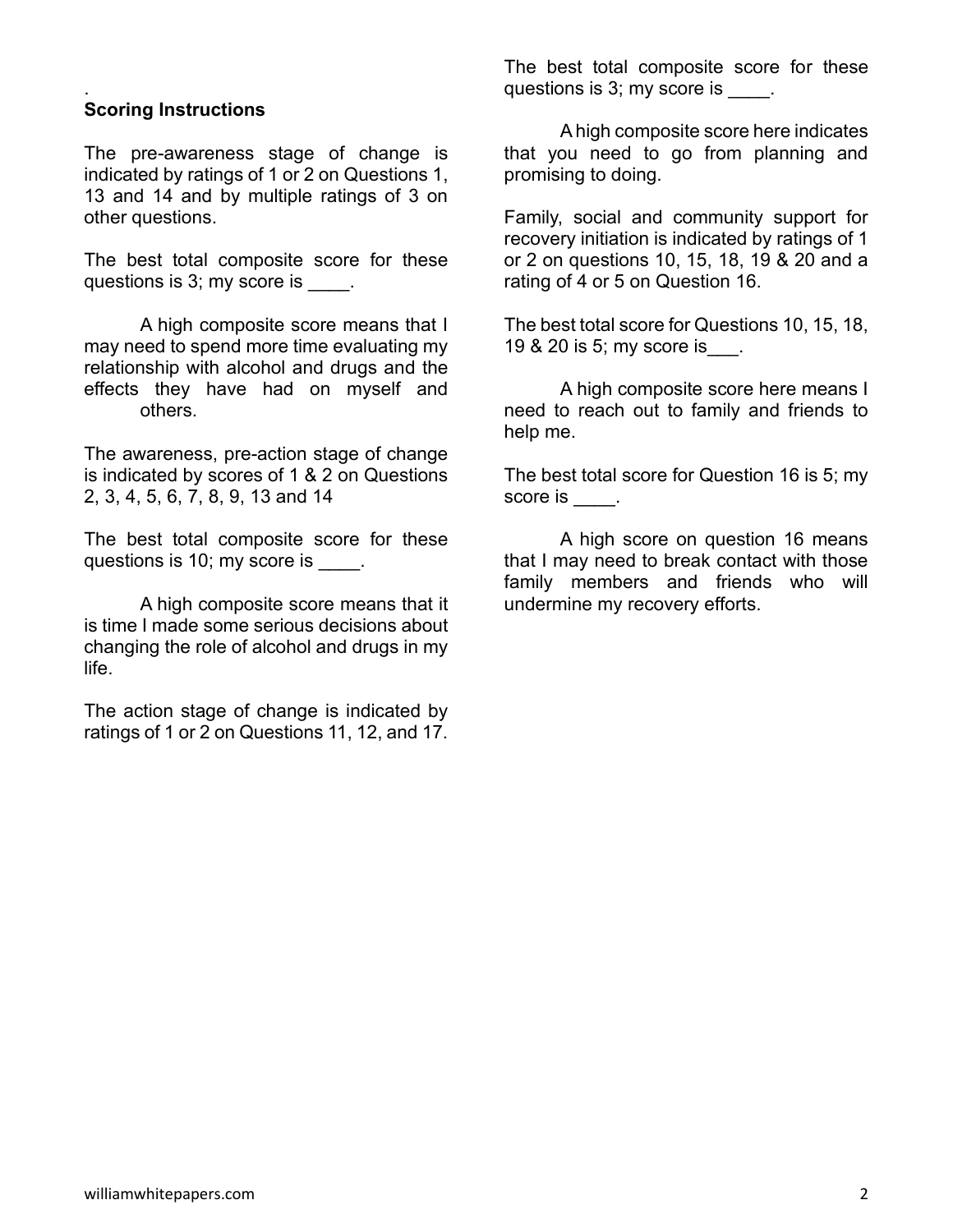.

**Scoring Instructions**

The pre-awareness stage of change is indicated by ratings of 1 or 2 on Questions 1, 13 and 14 and by multiple ratings of 3 on other questions.

The best total composite score for these questions is 3; my score is ____.

A high composite score means that I may need to spend more time evaluating my relationship with alcohol and drugs and the effects they have had on myself and others.

The awareness, pre-action stage of change is indicated by scores of 1 & 2 on Questions 2, 3, 4, 5, 6, 7, 8, 9, 13 and 14

The best total composite score for these questions is 10; my score is ____.

A high composite score means that it is time I made some serious decisions about changing the role of alcohol and drugs in my life.

The action stage of change is indicated by ratings of 1 or 2 on Questions 11, 12, and 17.

The best total composite score for these questions is 3; my score is ____.

A high composite score here indicates that you need to go from planning and promising to doing.

Family, social and community support for recovery initiation is indicated by ratings of 1 or 2 on questions 10, 15, 18, 19 & 20 and a rating of 4 or 5 on Question 16.

The best total score for Questions 10, 15, 18, 19 & 20 is 5; my score is___.

A high composite score here means I need to reach out to family and friends to help me.

The best total score for Question 16 is 5; my score is ____.

A high score on question 16 means that I may need to break contact with those family members and friends who will undermine my recovery efforts.